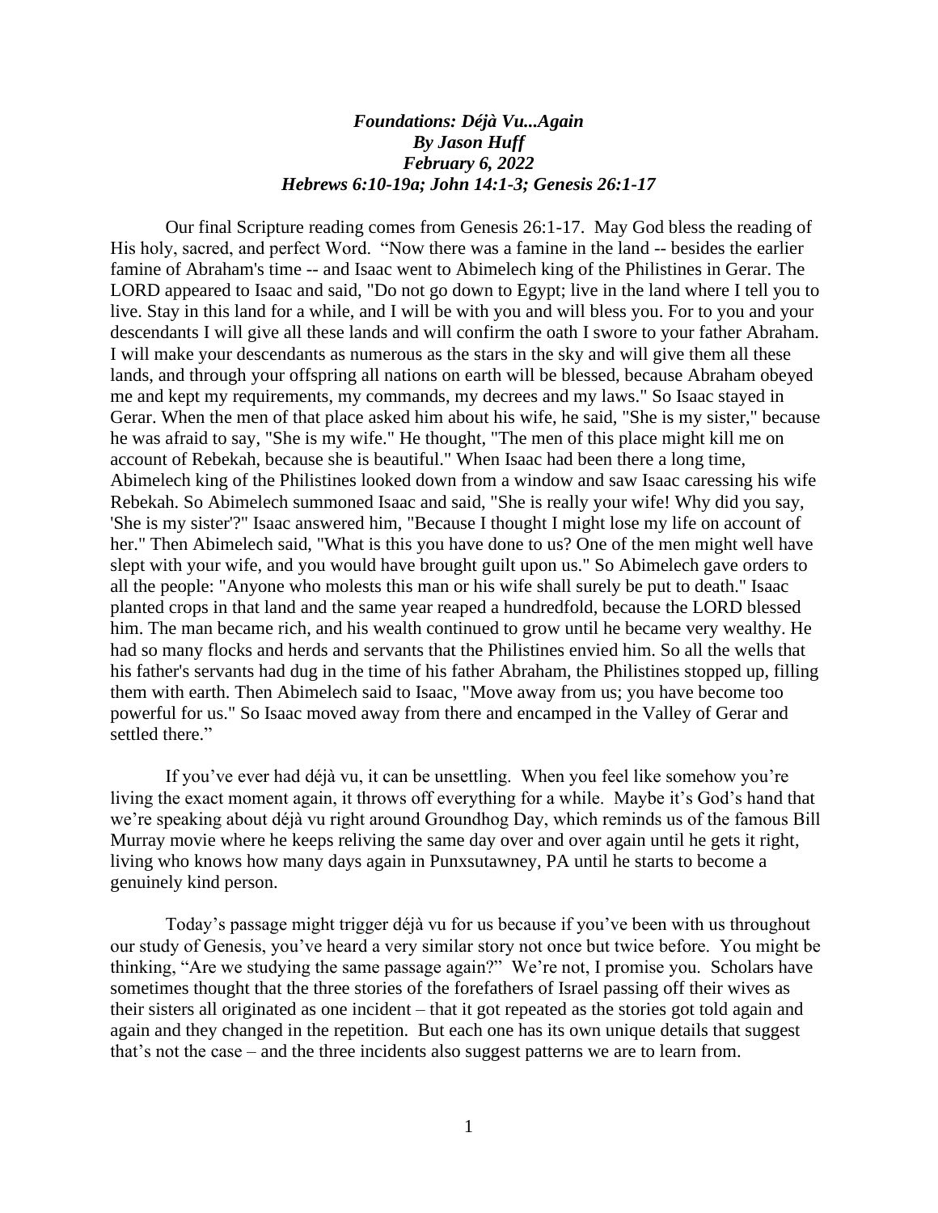***Foundations: Déjà Vu...Again***
***By Jason Huff***
***February 6, 2022***
***Hebrews 6:10-19a; John 14:1-3; Genesis 26:1-17***

Our final Scripture reading comes from Genesis 26:1-17. May God bless the reading of His holy, sacred, and perfect Word. "Now there was a famine in the land -- besides the earlier famine of Abraham's time -- and Isaac went to Abimelech king of the Philistines in Gerar. The LORD appeared to Isaac and said, "Do not go down to Egypt; live in the land where I tell you to live. Stay in this land for a while, and I will be with you and will bless you. For to you and your descendants I will give all these lands and will confirm the oath I swore to your father Abraham. I will make your descendants as numerous as the stars in the sky and will give them all these lands, and through your offspring all nations on earth will be blessed, because Abraham obeyed me and kept my requirements, my commands, my decrees and my laws." So Isaac stayed in Gerar. When the men of that place asked him about his wife, he said, "She is my sister," because he was afraid to say, "She is my wife." He thought, "The men of this place might kill me on account of Rebekah, because she is beautiful." When Isaac had been there a long time, Abimelech king of the Philistines looked down from a window and saw Isaac caressing his wife Rebekah. So Abimelech summoned Isaac and said, "She is really your wife! Why did you say, 'She is my sister'?" Isaac answered him, "Because I thought I might lose my life on account of her." Then Abimelech said, "What is this you have done to us? One of the men might well have slept with your wife, and you would have brought guilt upon us." So Abimelech gave orders to all the people: "Anyone who molests this man or his wife shall surely be put to death." Isaac planted crops in that land and the same year reaped a hundredfold, because the LORD blessed him. The man became rich, and his wealth continued to grow until he became very wealthy. He had so many flocks and herds and servants that the Philistines envied him. So all the wells that his father's servants had dug in the time of his father Abraham, the Philistines stopped up, filling them with earth. Then Abimelech said to Isaac, "Move away from us; you have become too powerful for us." So Isaac moved away from there and encamped in the Valley of Gerar and settled there."

If you've ever had déjà vu, it can be unsettling. When you feel like somehow you're living the exact moment again, it throws off everything for a while. Maybe it's God's hand that we're speaking about déjà vu right around Groundhog Day, which reminds us of the famous Bill Murray movie where he keeps reliving the same day over and over again until he gets it right, living who knows how many days again in Punxsutawney, PA until he starts to become a genuinely kind person.

Today's passage might trigger déjà vu for us because if you've been with us throughout our study of Genesis, you've heard a very similar story not once but twice before. You might be thinking, "Are we studying the same passage again?" We're not, I promise you. Scholars have sometimes thought that the three stories of the forefathers of Israel passing off their wives as their sisters all originated as one incident – that it got repeated as the stories got told again and again and they changed in the repetition. But each one has its own unique details that suggest that's not the case – and the three incidents also suggest patterns we are to learn from.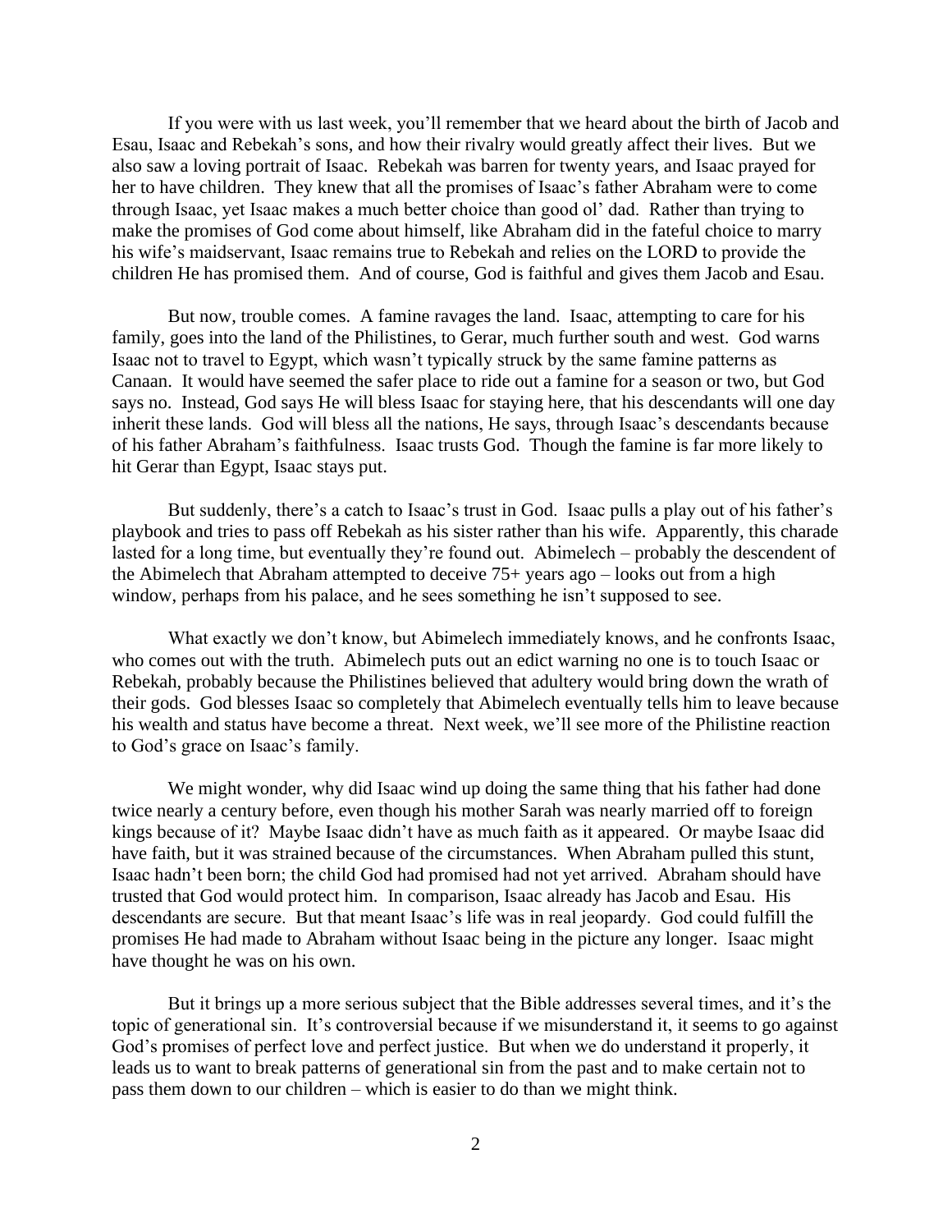If you were with us last week, you'll remember that we heard about the birth of Jacob and Esau, Isaac and Rebekah's sons, and how their rivalry would greatly affect their lives. But we also saw a loving portrait of Isaac. Rebekah was barren for twenty years, and Isaac prayed for her to have children. They knew that all the promises of Isaac's father Abraham were to come through Isaac, yet Isaac makes a much better choice than good ol' dad. Rather than trying to make the promises of God come about himself, like Abraham did in the fateful choice to marry his wife's maidservant, Isaac remains true to Rebekah and relies on the LORD to provide the children He has promised them. And of course, God is faithful and gives them Jacob and Esau.

But now, trouble comes. A famine ravages the land. Isaac, attempting to care for his family, goes into the land of the Philistines, to Gerar, much further south and west. God warns Isaac not to travel to Egypt, which wasn't typically struck by the same famine patterns as Canaan. It would have seemed the safer place to ride out a famine for a season or two, but God says no. Instead, God says He will bless Isaac for staying here, that his descendants will one day inherit these lands. God will bless all the nations, He says, through Isaac's descendants because of his father Abraham's faithfulness. Isaac trusts God. Though the famine is far more likely to hit Gerar than Egypt, Isaac stays put.

But suddenly, there's a catch to Isaac's trust in God. Isaac pulls a play out of his father's playbook and tries to pass off Rebekah as his sister rather than his wife. Apparently, this charade lasted for a long time, but eventually they're found out. Abimelech – probably the descendent of the Abimelech that Abraham attempted to deceive 75+ years ago – looks out from a high window, perhaps from his palace, and he sees something he isn't supposed to see.

What exactly we don't know, but Abimelech immediately knows, and he confronts Isaac, who comes out with the truth. Abimelech puts out an edict warning no one is to touch Isaac or Rebekah, probably because the Philistines believed that adultery would bring down the wrath of their gods. God blesses Isaac so completely that Abimelech eventually tells him to leave because his wealth and status have become a threat. Next week, we'll see more of the Philistine reaction to God's grace on Isaac's family.

We might wonder, why did Isaac wind up doing the same thing that his father had done twice nearly a century before, even though his mother Sarah was nearly married off to foreign kings because of it? Maybe Isaac didn't have as much faith as it appeared. Or maybe Isaac did have faith, but it was strained because of the circumstances. When Abraham pulled this stunt, Isaac hadn't been born; the child God had promised had not yet arrived. Abraham should have trusted that God would protect him. In comparison, Isaac already has Jacob and Esau. His descendants are secure. But that meant Isaac's life was in real jeopardy. God could fulfill the promises He had made to Abraham without Isaac being in the picture any longer. Isaac might have thought he was on his own.

But it brings up a more serious subject that the Bible addresses several times, and it's the topic of generational sin. It's controversial because if we misunderstand it, it seems to go against God's promises of perfect love and perfect justice. But when we do understand it properly, it leads us to want to break patterns of generational sin from the past and to make certain not to pass them down to our children – which is easier to do than we might think.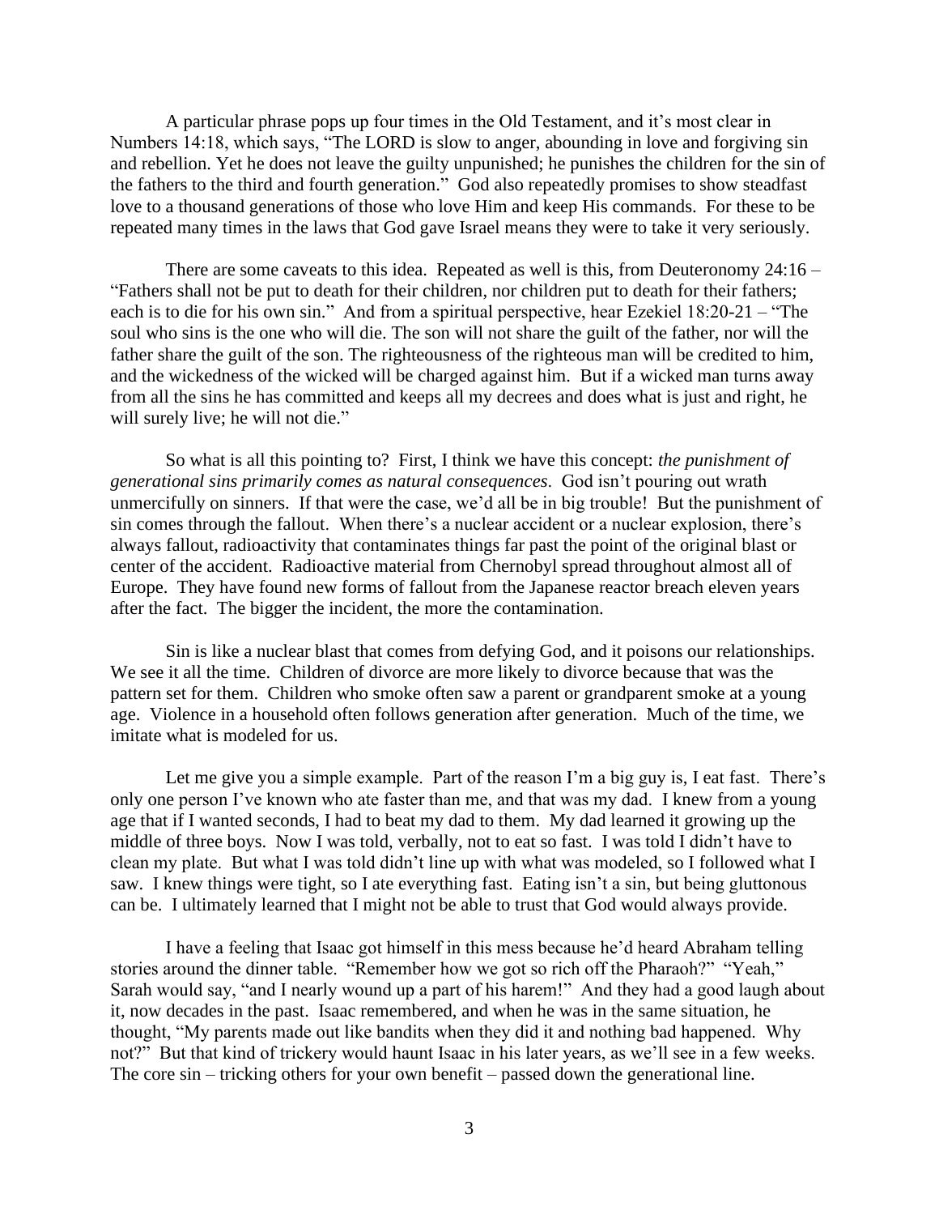A particular phrase pops up four times in the Old Testament, and it's most clear in Numbers 14:18, which says, "The LORD is slow to anger, abounding in love and forgiving sin and rebellion. Yet he does not leave the guilty unpunished; he punishes the children for the sin of the fathers to the third and fourth generation." God also repeatedly promises to show steadfast love to a thousand generations of those who love Him and keep His commands. For these to be repeated many times in the laws that God gave Israel means they were to take it very seriously.

There are some caveats to this idea. Repeated as well is this, from Deuteronomy 24:16 – "Fathers shall not be put to death for their children, nor children put to death for their fathers; each is to die for his own sin." And from a spiritual perspective, hear Ezekiel 18:20-21 – "The soul who sins is the one who will die. The son will not share the guilt of the father, nor will the father share the guilt of the son. The righteousness of the righteous man will be credited to him, and the wickedness of the wicked will be charged against him. But if a wicked man turns away from all the sins he has committed and keeps all my decrees and does what is just and right, he will surely live; he will not die."

So what is all this pointing to? First, I think we have this concept: *the punishment of generational sins primarily comes as natural consequences*. God isn't pouring out wrath unmercifully on sinners. If that were the case, we'd all be in big trouble! But the punishment of sin comes through the fallout. When there's a nuclear accident or a nuclear explosion, there's always fallout, radioactivity that contaminates things far past the point of the original blast or center of the accident. Radioactive material from Chernobyl spread throughout almost all of Europe. They have found new forms of fallout from the Japanese reactor breach eleven years after the fact. The bigger the incident, the more the contamination.

Sin is like a nuclear blast that comes from defying God, and it poisons our relationships. We see it all the time. Children of divorce are more likely to divorce because that was the pattern set for them. Children who smoke often saw a parent or grandparent smoke at a young age. Violence in a household often follows generation after generation. Much of the time, we imitate what is modeled for us.

Let me give you a simple example. Part of the reason I'm a big guy is, I eat fast. There's only one person I've known who ate faster than me, and that was my dad. I knew from a young age that if I wanted seconds, I had to beat my dad to them. My dad learned it growing up the middle of three boys. Now I was told, verbally, not to eat so fast. I was told I didn't have to clean my plate. But what I was told didn't line up with what was modeled, so I followed what I saw. I knew things were tight, so I ate everything fast. Eating isn't a sin, but being gluttonous can be. I ultimately learned that I might not be able to trust that God would always provide.

I have a feeling that Isaac got himself in this mess because he'd heard Abraham telling stories around the dinner table. "Remember how we got so rich off the Pharaoh?" "Yeah," Sarah would say, "and I nearly wound up a part of his harem!" And they had a good laugh about it, now decades in the past. Isaac remembered, and when he was in the same situation, he thought, "My parents made out like bandits when they did it and nothing bad happened. Why not?" But that kind of trickery would haunt Isaac in his later years, as we'll see in a few weeks. The core sin – tricking others for your own benefit – passed down the generational line.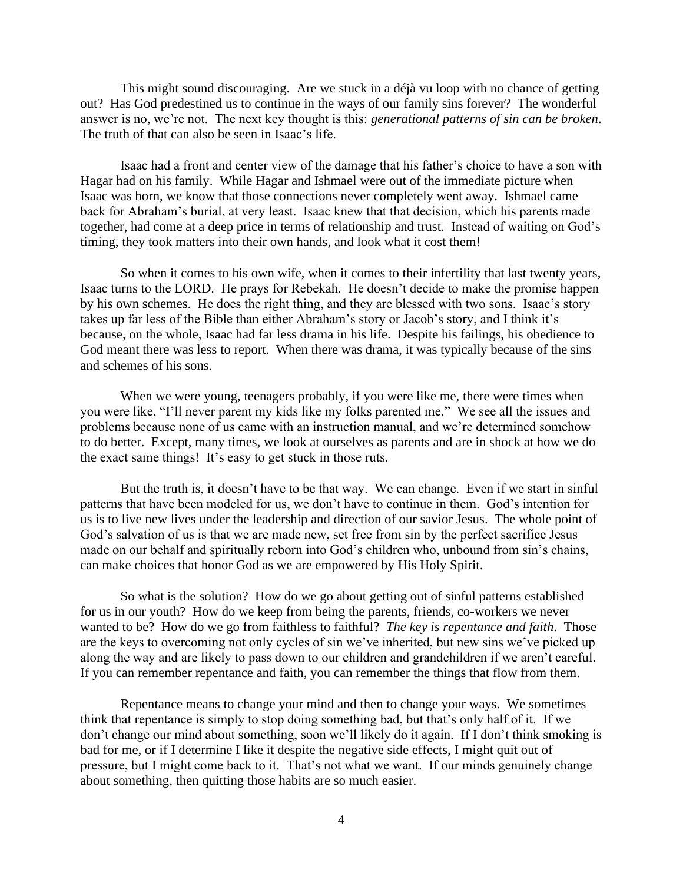This might sound discouraging. Are we stuck in a déjà vu loop with no chance of getting out? Has God predestined us to continue in the ways of our family sins forever? The wonderful answer is no, we're not. The next key thought is this: *generational patterns of sin can be broken*. The truth of that can also be seen in Isaac's life.

Isaac had a front and center view of the damage that his father's choice to have a son with Hagar had on his family. While Hagar and Ishmael were out of the immediate picture when Isaac was born, we know that those connections never completely went away. Ishmael came back for Abraham's burial, at very least. Isaac knew that that decision, which his parents made together, had come at a deep price in terms of relationship and trust. Instead of waiting on God's timing, they took matters into their own hands, and look what it cost them!

So when it comes to his own wife, when it comes to their infertility that last twenty years, Isaac turns to the LORD. He prays for Rebekah. He doesn't decide to make the promise happen by his own schemes. He does the right thing, and they are blessed with two sons. Isaac's story takes up far less of the Bible than either Abraham's story or Jacob's story, and I think it's because, on the whole, Isaac had far less drama in his life. Despite his failings, his obedience to God meant there was less to report. When there was drama, it was typically because of the sins and schemes of his sons.

When we were young, teenagers probably, if you were like me, there were times when you were like, "I'll never parent my kids like my folks parented me." We see all the issues and problems because none of us came with an instruction manual, and we're determined somehow to do better. Except, many times, we look at ourselves as parents and are in shock at how we do the exact same things! It's easy to get stuck in those ruts.

But the truth is, it doesn't have to be that way. We can change. Even if we start in sinful patterns that have been modeled for us, we don't have to continue in them. God's intention for us is to live new lives under the leadership and direction of our savior Jesus. The whole point of God's salvation of us is that we are made new, set free from sin by the perfect sacrifice Jesus made on our behalf and spiritually reborn into God's children who, unbound from sin's chains, can make choices that honor God as we are empowered by His Holy Spirit.

So what is the solution? How do we go about getting out of sinful patterns established for us in our youth? How do we keep from being the parents, friends, co-workers we never wanted to be? How do we go from faithless to faithful? *The key is repentance and faith*. Those are the keys to overcoming not only cycles of sin we've inherited, but new sins we've picked up along the way and are likely to pass down to our children and grandchildren if we aren't careful. If you can remember repentance and faith, you can remember the things that flow from them.

Repentance means to change your mind and then to change your ways. We sometimes think that repentance is simply to stop doing something bad, but that's only half of it. If we don't change our mind about something, soon we'll likely do it again. If I don't think smoking is bad for me, or if I determine I like it despite the negative side effects, I might quit out of pressure, but I might come back to it. That's not what we want. If our minds genuinely change about something, then quitting those habits are so much easier.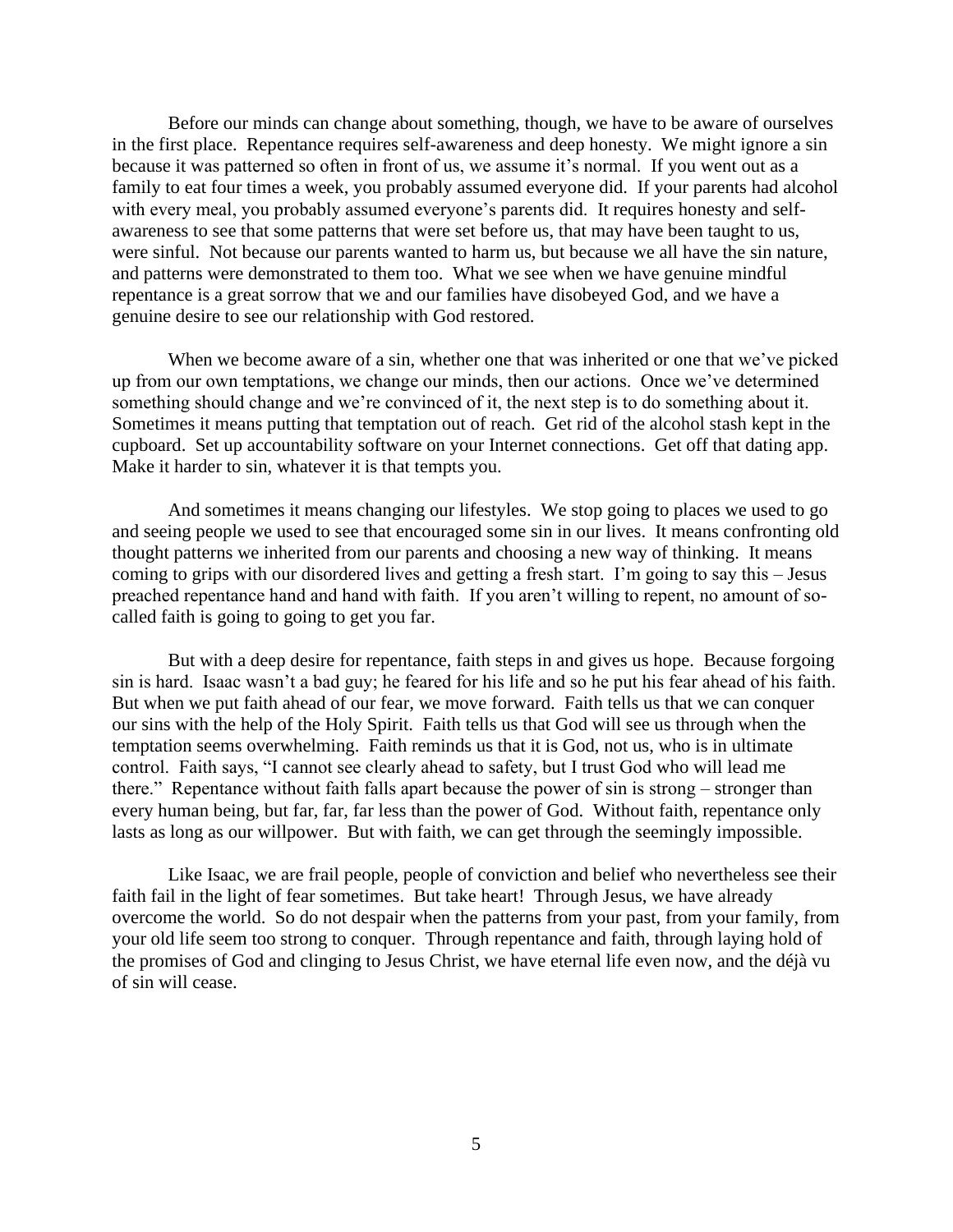Before our minds can change about something, though, we have to be aware of ourselves in the first place. Repentance requires self-awareness and deep honesty. We might ignore a sin because it was patterned so often in front of us, we assume it's normal. If you went out as a family to eat four times a week, you probably assumed everyone did. If your parents had alcohol with every meal, you probably assumed everyone's parents did. It requires honesty and self-awareness to see that some patterns that were set before us, that may have been taught to us, were sinful. Not because our parents wanted to harm us, but because we all have the sin nature, and patterns were demonstrated to them too. What we see when we have genuine mindful repentance is a great sorrow that we and our families have disobeyed God, and we have a genuine desire to see our relationship with God restored.

When we become aware of a sin, whether one that was inherited or one that we've picked up from our own temptations, we change our minds, then our actions. Once we've determined something should change and we're convinced of it, the next step is to do something about it. Sometimes it means putting that temptation out of reach. Get rid of the alcohol stash kept in the cupboard. Set up accountability software on your Internet connections. Get off that dating app. Make it harder to sin, whatever it is that tempts you.

And sometimes it means changing our lifestyles. We stop going to places we used to go and seeing people we used to see that encouraged some sin in our lives. It means confronting old thought patterns we inherited from our parents and choosing a new way of thinking. It means coming to grips with our disordered lives and getting a fresh start. I'm going to say this – Jesus preached repentance hand and hand with faith. If you aren't willing to repent, no amount of so-called faith is going to going to get you far.

But with a deep desire for repentance, faith steps in and gives us hope. Because forgoing sin is hard. Isaac wasn't a bad guy; he feared for his life and so he put his fear ahead of his faith. But when we put faith ahead of our fear, we move forward. Faith tells us that we can conquer our sins with the help of the Holy Spirit. Faith tells us that God will see us through when the temptation seems overwhelming. Faith reminds us that it is God, not us, who is in ultimate control. Faith says, "I cannot see clearly ahead to safety, but I trust God who will lead me there." Repentance without faith falls apart because the power of sin is strong – stronger than every human being, but far, far, far less than the power of God. Without faith, repentance only lasts as long as our willpower. But with faith, we can get through the seemingly impossible.

Like Isaac, we are frail people, people of conviction and belief who nevertheless see their faith fail in the light of fear sometimes. But take heart! Through Jesus, we have already overcome the world. So do not despair when the patterns from your past, from your family, from your old life seem too strong to conquer. Through repentance and faith, through laying hold of the promises of God and clinging to Jesus Christ, we have eternal life even now, and the déjà vu of sin will cease.